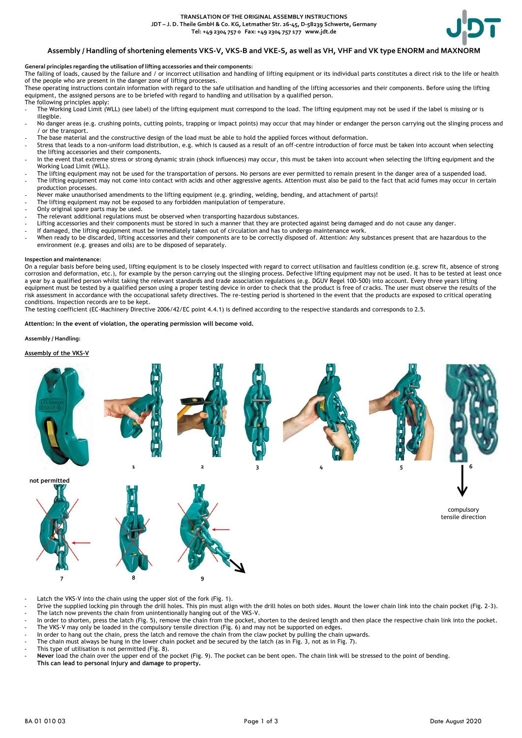TRANSLATION OF THE ORIGINAL ASSEMBLY INSTRUCTIONS
JDT – J. D. Theile GmbH & Co. KG, Letmather Str. 26-45, D-58239 Schwerte, Germany
Tel: +49 2304 757 0 Fax: +49 2304 757 177 www.jdt.de

# Assembly / Handling of shortening elements VKS-V, VKS-B and VKE-S, as well as VH, VHF and VK type ENORM and MAXNORM

**General principles regarding the utilisation of lifting accessories and their components:**

The falling of loads, caused by the failure and / or incorrect utilisation and handling of lifting equipment or its individual parts constitutes a direct risk to the life or health of the people who are present in the danger zone of lifting processes.

These operating instructions contain information with regard to the safe utilisation and handling of the lifting accessories and their components. Before using the lifting equipment, the assigned persons are to be briefed with regard to handling and utilisation by a qualified person.

The following principles apply:

- The Working Load Limit (WLL) (see label) of the lifting equipment must correspond to the load. The lifting equipment may not be used if the label is missing or is illegible.
- No danger areas (e.g. crushing points, cutting points, trapping or impact points) may occur that may hinder or endanger the person carrying out the slinging process and / or the transport.
- The base material and the constructive design of the load must be able to hold the applied forces without deformation.
- Stress that leads to a non-uniform load distribution, e.g. which is caused as a result of an off-centre introduction of force must be taken into account when selecting the lifting accessories and their components.
- In the event that extreme stress or strong dynamic strain (shock influences) may occur, this must be taken into account when selecting the lifting equipment and the Working Load Limit (WLL).
- The lifting equipment may not be used for the transportation of persons. No persons are ever permitted to remain present in the danger area of a suspended load.
- The lifting equipment may not come into contact with acids and other aggressive agents. Attention must also be paid to the fact that acid fumes may occur in certain production processes.
- Never make unauthorised amendments to the lifting equipment (e.g. grinding, welding, bending, and attachment of parts)!
- The lifting equipment may not be exposed to any forbidden manipulation of temperature.
- Only original spare parts may be used.
- The relevant additional regulations must be observed when transporting hazardous substances.
- Lifting accessories and their components must be stored in such a manner that they are protected against being damaged and do not cause any danger.
- If damaged, the lifting equipment must be immediately taken out of circulation and has to undergo maintenance work.
- When ready to be discarded, lifting accessories and their components are to be correctly disposed of. Attention: Any substances present that are hazardous to the environment (e.g. greases and oils) are to be disposed of separately.

**Inspection and maintenance:**

On a regular basis before being used, lifting equipment is to be closely inspected with regard to correct utilisation and faultless condition (e.g. screw fit, absence of strong corrosion and deformation, etc.), for example by the person carrying out the slinging process. Defective lifting equipment may not be used. It has to be tested at least once a year by a qualified person whilst taking the relevant standards and trade association regulations (e.g. DGUV Regel 100-500) into account. Every three years lifting equipment must be tested by a qualified person using a proper testing device in order to check that the product is free of cracks. The user must observe the results of the risk assessment in accordance with the occupational safety directives. The re-testing period is shortened in the event that the products are exposed to critical operating conditions. Inspection records are to be kept.

The testing coefficient (EC-Machinery Directive 2006/42/EC point 4.4.1) is defined according to the respective standards and corresponds to 2.5.

**Attention: In the event of violation, the operating permission will become void.**

**Assembly / Handling:**

## Assembly of the VKS-V

1 2 3 4 5 6

compulsory tensile direction

not permitted

7 8 9

- Latch the VKS-V into the chain using the upper slot of the fork (Fig. 1).
- Drive the supplied locking pin through the drill holes. This pin must align with the drill holes on both sides. Mount the lower chain link into the chain pocket (Fig. 2-3).
- The latch now prevents the chain from unintentionally hanging out of the VKS-V.
- In order to shorten, press the latch (Fig. 5), remove the chain from the pocket, shorten to the desired length and then place the respective chain link into the pocket.
- The VKS-V may only be loaded in the compulsory tensile direction (Fig. 6) and may not be supported on edges.
- In order to hang out the chain, press the latch and remove the chain from the claw pocket by pulling the chain upwards.
- The chain must always be hung in the lower chain pocket and be secured by the latch (as in Fig. 3, not as in Fig. 7).
- This type of utilisation is not permitted (Fig. 8).
- **Never** load the chain over the upper end of the pocket (Fig. 9). The pocket can be bent open. The chain link will be stressed to the point of bending. **This can lead to personal injury and damage to property.**

BA 01 010 03 Date August 2020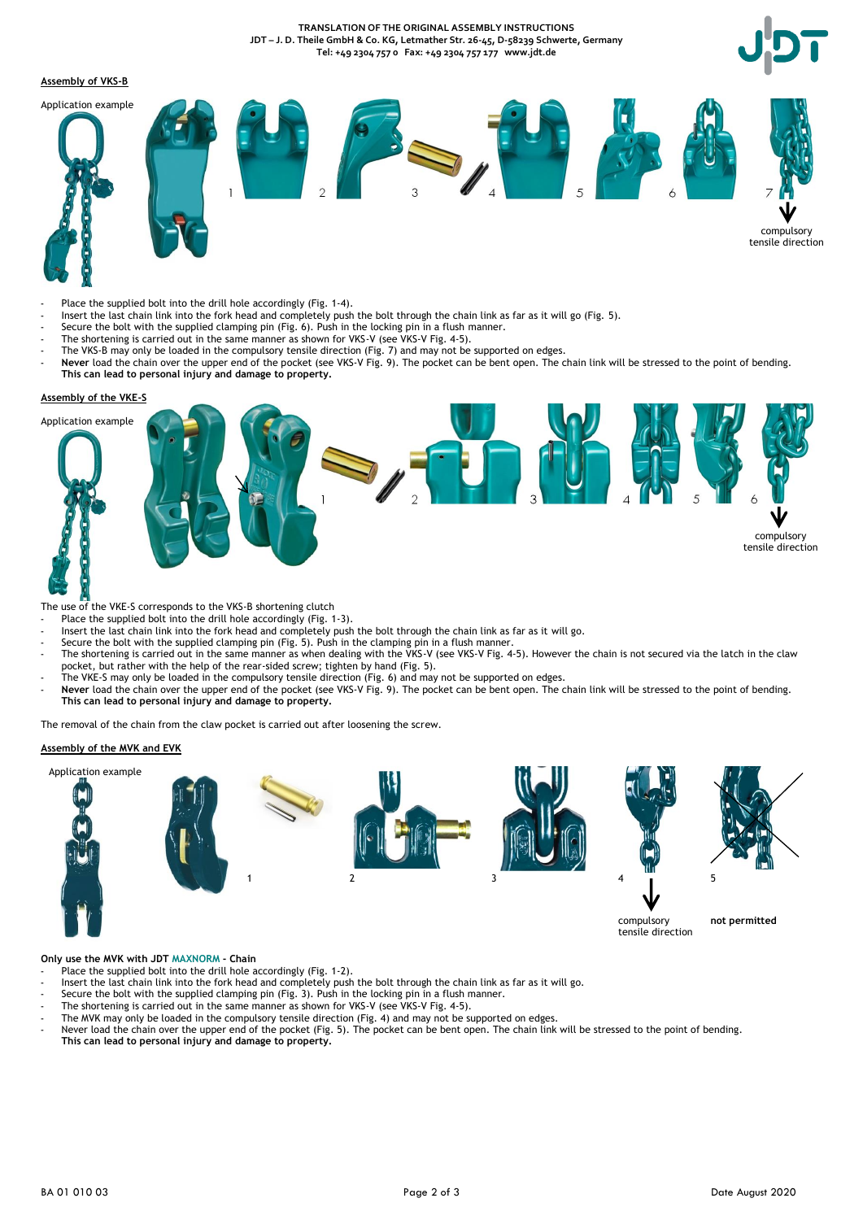## Assembly of VKS-B

Application example

1 2 3 4 5 6 7

compulsory tensile direction

- Place the supplied bolt into the drill hole accordingly (Fig. 1-4).
- Insert the last chain link into the fork head and completely push the bolt through the chain link as far as it will go (Fig. 5).
- Secure the bolt with the supplied clamping pin (Fig. 6). Push in the locking pin in a flush manner.
- The shortening is carried out in the same manner as shown for VKS-V (see VKS-V Fig. 4-5).
- The VKS-B may only be loaded in the compulsory tensile direction (Fig. 7) and may not be supported on edges.
- **Never** load the chain over the upper end of the pocket (see VKS-V Fig. 9). The pocket can be bent open. The chain link will be stressed to the point of bending. **This can lead to personal injury and damage to property.**

## Assembly of the VKE-S

Application example

1 2 3 4 5 6

compulsory tensile direction

The use of the VKE-S corresponds to the VKS-B shortening clutch

- Place the supplied bolt into the drill hole accordingly (Fig. 1-3).
- Insert the last chain link into the fork head and completely push the bolt through the chain link as far as it will go.
- Secure the bolt with the supplied clamping pin (Fig. 5). Push in the clamping pin in a flush manner.
- The shortening is carried out in the same manner as when dealing with the VKS-V (see VKS-V Fig. 4-5). However the chain is not secured via the latch in the claw pocket, but rather with the help of the rear-sided screw; tighten by hand (Fig. 5).
- The VKE-S may only be loaded in the compulsory tensile direction (Fig. 6) and may not be supported on edges.
- **Never** load the chain over the upper end of the pocket (see VKS-V Fig. 9). The pocket can be bent open. The chain link will be stressed to the point of bending. **This can lead to personal injury and damage to property.**

The removal of the chain from the claw pocket is carried out after loosening the screw.

## Assembly of the MVK and EVK

Application example

1 2 3 4 5

compulsory tensile direction

**not permitted**

**Only use the MVK with JDT MAXNORM - Chain**

- Place the supplied bolt into the drill hole accordingly (Fig. 1-2).
- Insert the last chain link into the fork head and completely push the bolt through the chain link as far as it will go.
- Secure the bolt with the supplied clamping pin (Fig. 3). Push in the locking pin in a flush manner.
- The shortening is carried out in the same manner as shown for VKS-V (see VKS-V Fig. 4-5).
- The MVK may only be loaded in the compulsory tensile direction (Fig. 4) and may not be supported on edges.
- Never load the chain over the upper end of the pocket (Fig. 5). The pocket can be bent open. The chain link will be stressed to the point of bending. **This can lead to personal injury and damage to property.**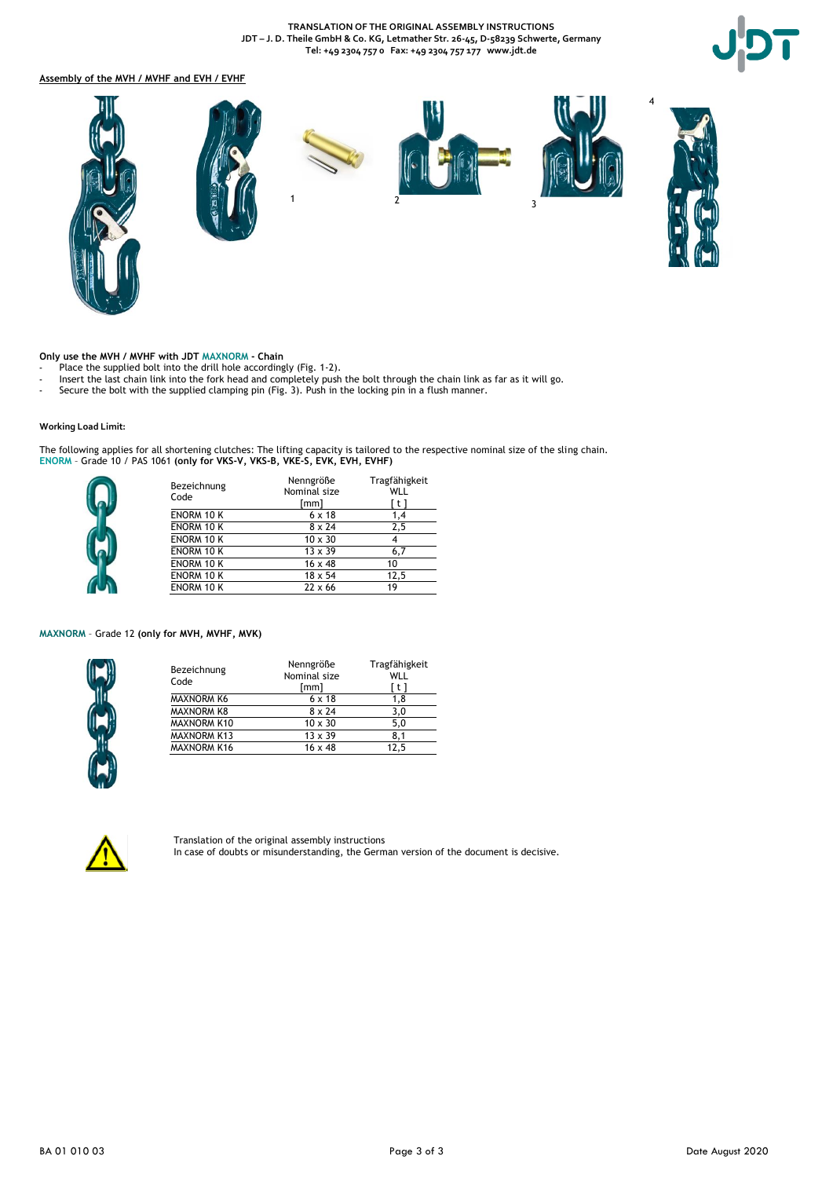TRANSLATION OF THE ORIGINAL ASSEMBLY INSTRUCTIONS
JDT – J. D. Theile GmbH & Co. KG, Letmather Str. 26-45, D-58239 Schwerte, Germany
Tel: +49 2304 757 0 Fax: +49 2304 757 177 www.jdt.de

## Assembly of the MVH / MVHF and EVH / EVHF

1 2 3 4

**Only use the MVH / MVHF with JDT MAXNORM - Chain**

- Place the supplied bolt into the drill hole accordingly (Fig. 1-2).
- Insert the last chain link into the fork head and completely push the bolt through the chain link as far as it will go.
- Secure the bolt with the supplied clamping pin (Fig. 3). Push in the locking pin in a flush manner.

**Working Load Limit:**

The following applies for all shortening clutches: The lifting capacity is tailored to the respective nominal size of the sling chain.
ENORM - Grade 10 / PAS 1061 **(only for VKS-V, VKS-B, VKE-S, EVK, EVH, EVHF)**

| Bezeichnung Code | Nenngröße Nominal size [mm] | Tragfähigkeit WLL [ t ] |
|---|---|---|
| ENORM 10 K | 6 x 18 | 1,4 |
| ENORM 10 K | 8 x 24 | 2,5 |
| ENORM 10 K | 10 x 30 | 4 |
| ENORM 10 K | 13 x 39 | 6,7 |
| ENORM 10 K | 16 x 48 | 10 |
| ENORM 10 K | 18 x 54 | 12,5 |
| ENORM 10 K | 22 x 66 | 19 |

MAXNORM - Grade 12 **(only for MVH, MVHF, MVK)**

| Bezeichnung Code | Nenngröße Nominal size [mm] | Tragfähigkeit WLL [ t ] |
|---|---|---|
| MAXNORM K6 | 6 x 18 | 1,8 |
| MAXNORM K8 | 8 x 24 | 3,0 |
| MAXNORM K10 | 10 x 30 | 5,0 |
| MAXNORM K13 | 13 x 39 | 8,1 |
| MAXNORM K16 | 16 x 48 | 12,5 |

Translation of the original assembly instructions
In case of doubts or misunderstanding, the German version of the document is decisive.

BA 01 010 03

Date August 2020